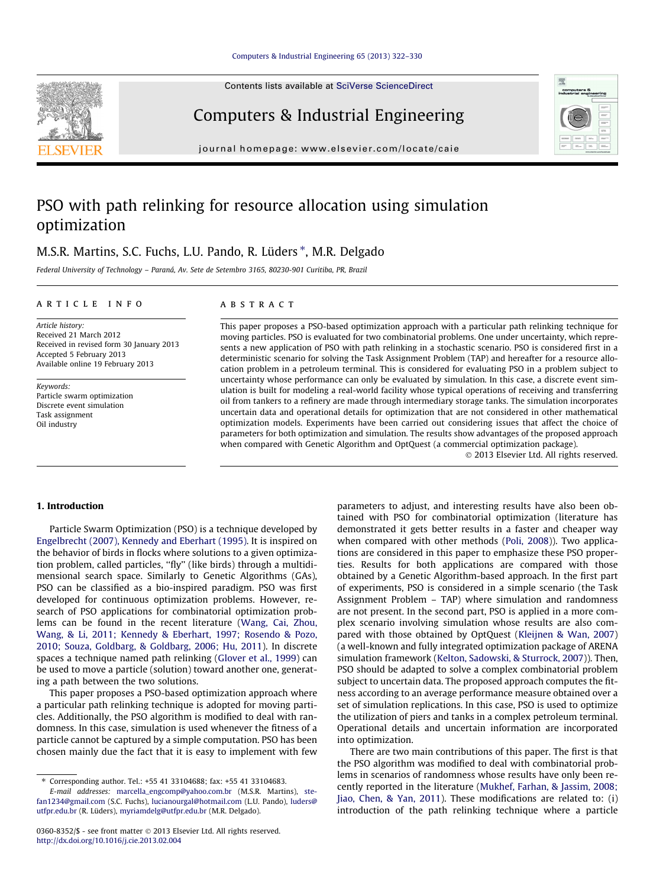# PSO with path relinking for resource allocation using simulation optimization

M.S.R. Martins, S.C. Fuchs, L.U. Pando, R. Lüders *, M.R. Delgado

*Federal University of Technology – Paraná, Av. Sete de Setembro 3165, 80230-901 Curitiba, PR, Brazil*

## ARTICLE INFO

*Article history:*
Received 21 March 2012
Received in revised form 30 January 2013
Accepted 5 February 2013
Available online 19 February 2013

*Keywords:*
Particle swarm optimization
Discrete event simulation
Task assignment
Oil industry

## ABSTRACT

This paper proposes a PSO-based optimization approach with a particular path relinking technique for moving particles. PSO is evaluated for two combinatorial problems. One under uncertainty, which represents a new application of PSO with path relinking in a stochastic scenario. PSO is considered first in a deterministic scenario for solving the Task Assignment Problem (TAP) and hereafter for a resource allocation problem in a petroleum terminal. This is considered for evaluating PSO in a problem subject to uncertainty whose performance can only be evaluated by simulation. In this case, a discrete event simulation is built for modeling a real-world facility whose typical operations of receiving and transferring oil from tankers to a refinery are made through intermediary storage tanks. The simulation incorporates uncertain data and operational details for optimization that are not considered in other mathematical optimization models. Experiments have been carried out considering issues that affect the choice of parameters for both optimization and simulation. The results show advantages of the proposed approach when compared with Genetic Algorithm and OptQuest (a commercial optimization package).

© 2013 Elsevier Ltd. All rights reserved.

## 1. Introduction

Particle Swarm Optimization (PSO) is a technique developed by Engelbrecht (2007), Kennedy and Eberhart (1995). It is inspired on the behavior of birds in flocks where solutions to a given optimization problem, called particles, "fly" (like birds) through a multidimensional search space. Similarly to Genetic Algorithms (GAs), PSO can be classified as a bio-inspired paradigm. PSO was first developed for continuous optimization problems. However, research of PSO applications for combinatorial optimization problems can be found in the recent literature (Wang, Cai, Zhou, Wang, & Li, 2011; Kennedy & Eberhart, 1997; Rosendo & Pozo, 2010; Souza, Goldbarg, & Goldbarg, 2006; Hu, 2011). In discrete spaces a technique named path relinking (Glover et al., 1999) can be used to move a particle (solution) toward another one, generating a path between the two solutions.

This paper proposes a PSO-based optimization approach where a particular path relinking technique is adopted for moving particles. Additionally, the PSO algorithm is modified to deal with randomness. In this case, simulation is used whenever the fitness of a particle cannot be captured by a simple computation. PSO has been chosen mainly due the fact that it is easy to implement with few parameters to adjust, and interesting results have also been obtained with PSO for combinatorial optimization (literature has demonstrated it gets better results in a faster and cheaper way when compared with other methods (Poli, 2008)). Two applications are considered in this paper to emphasize these PSO properties. Results for both applications are compared with those obtained by a Genetic Algorithm-based approach. In the first part of experiments, PSO is considered in a simple scenario (the Task Assignment Problem – TAP) where simulation and randomness are not present. In the second part, PSO is applied in a more complex scenario involving simulation whose results are also compared with those obtained by OptQuest (Kleijnen & Wan, 2007) (a well-known and fully integrated optimization package of ARENA simulation framework (Kelton, Sadowski, & Sturrock, 2007)). Then, PSO should be adapted to solve a complex combinatorial problem subject to uncertain data. The proposed approach computes the fitness according to an average performance measure obtained over a set of simulation replications. In this case, PSO is used to optimize the utilization of piers and tanks in a complex petroleum terminal. Operational details and uncertain information are incorporated into optimization.

There are two main contributions of this paper. The first is that the PSO algorithm was modified to deal with combinatorial problems in scenarios of randomness whose results have only been recently reported in the literature (Mukhef, Farhan, & Jassim, 2008; Jiao, Chen, & Yan, 2011). These modifications are related to: (i) introduction of the path relinking technique where a particle

---

* Corresponding author. Tel.: +55 41 33104688; fax: +55 41 33104683.
E-mail addresses: marcella_engcomp@yahoo.com.br (M.S.R. Martins), stefan1234@gmail.com (S.C. Fuchs), lucianourgal@hotmail.com (L.U. Pando), luders@utfpr.edu.br (R. Lüders), myriamdelg@utfpr.edu.br (M.R. Delgado).

0360-8352/$ - see front matter © 2013 Elsevier Ltd. All rights reserved.
http://dx.doi.org/10.1016/j.cie.2013.02.004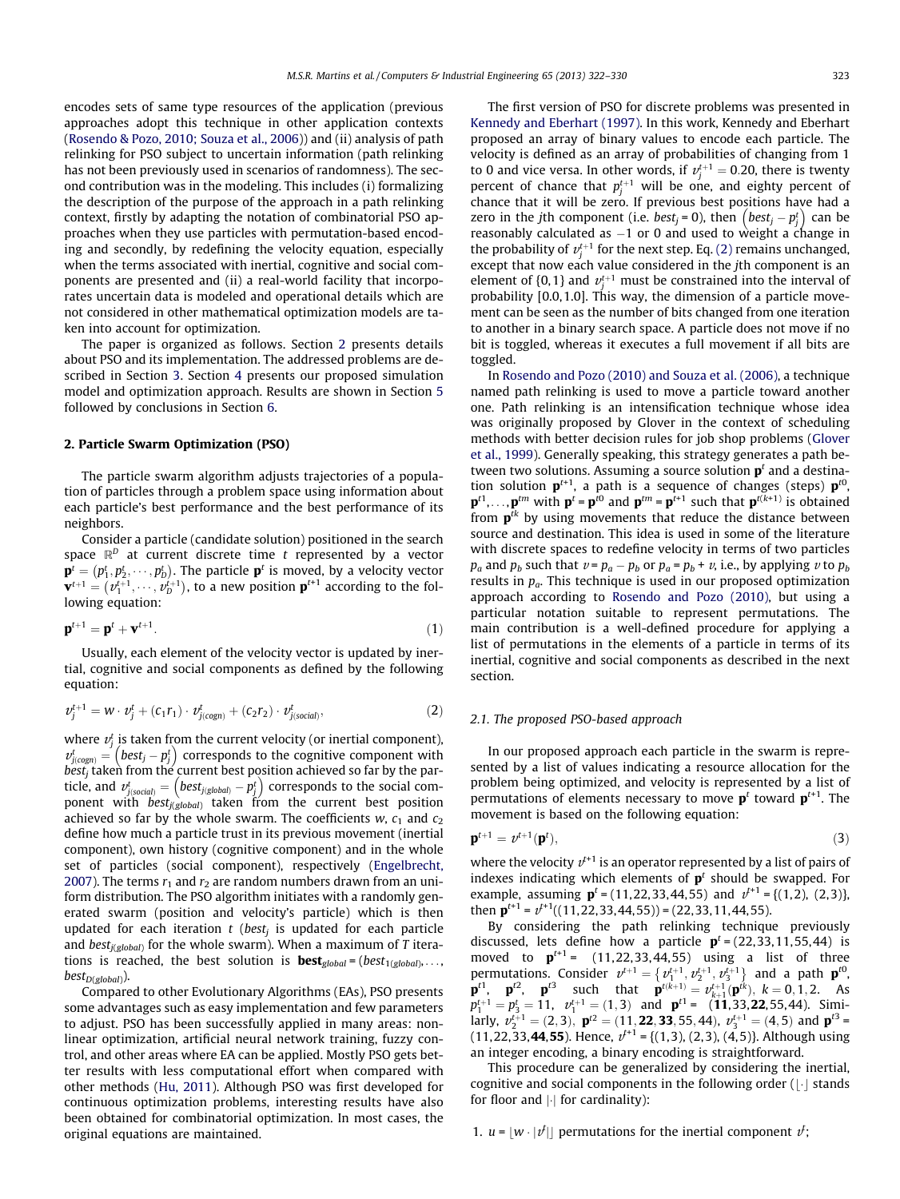encodes sets of same type resources of the application (previous approaches adopt this technique in other application contexts (Rosendo & Pozo, 2010; Souza et al., 2006)) and (ii) analysis of path relinking for PSO subject to uncertain information (path relinking has not been previously used in scenarios of randomness). The second contribution was in the modeling. This includes (i) formalizing the description of the purpose of the approach in a path relinking context, firstly by adapting the notation of combinatorial PSO approaches when they use particles with permutation-based encoding and secondly, by redefining the velocity equation, especially when the terms associated with inertial, cognitive and social components are presented and (ii) a real-world facility that incorporates uncertain data is modeled and operational details which are not considered in other mathematical optimization models are taken into account for optimization.

The paper is organized as follows. Section 2 presents details about PSO and its implementation. The addressed problems are described in Section 3. Section 4 presents our proposed simulation model and optimization approach. Results are shown in Section 5 followed by conclusions in Section 6.

## 2. Particle Swarm Optimization (PSO)

The particle swarm algorithm adjusts trajectories of a population of particles through a problem space using information about each particle's best performance and the best performance of its neighbors.

Consider a particle (candidate solution) positioned in the search space $\mathbb{R}^D$ at current discrete time $t$ represented by a vector $\mathbf{p}^t = (p_1^t, p_2^t, \cdots, p_D^t)$. The particle $\mathbf{p}^t$ is moved, by a velocity vector $\mathbf{v}^{t+1} = (v_1^{t+1}, \cdots, v_D^{t+1})$, to a new position $\mathbf{p}^{t+1}$ according to the following equation:

$$\mathbf{p}^{t+1} = \mathbf{p}^t + \mathbf{v}^{t+1}. \tag{1}$$

Usually, each element of the velocity vector is updated by inertial, cognitive and social components as defined by the following equation:

$$v_j^{t+1} = w \cdot v_j^t + (c_1 r_1) \cdot v_{j(cogn)}^t + (c_2 r_2) \cdot v_{j(social)}^t, \tag{2}$$

where $v_j^t$ is taken from the current velocity (or inertial component), $v_{j(cogn)}^t = \left(best_j - p_j^t\right)$ corresponds to the cognitive component with $best_j$ taken from the current best position achieved so far by the particle, and $v_{j(social)}^t = \left(best_{j(global)} - p_j^t\right)$ corresponds to the social component with $best_{j(global)}$ taken from the current best position achieved so far by the whole swarm. The coefficients $w$, $c_1$ and $c_2$ define how much a particle trust in its previous movement (inertial component), own history (cognitive component) and in the whole set of particles (social component), respectively (Engelbrecht, 2007). The terms $r_1$ and $r_2$ are random numbers drawn from an uniform distribution. The PSO algorithm initiates with a randomly generated swarm (position and velocity's particle) which is then updated for each iteration $t$ ($best_j$ is updated for each particle and $best_{j(global)}$ for the whole swarm). When a maximum of $T$ iterations is reached, the best solution is $\mathbf{best}_{global} = (best_{1(global)}, \ldots, best_{D(global)})$.

Compared to other Evolutionary Algorithms (EAs), PSO presents some advantages such as easy implementation and few parameters to adjust. PSO has been successfully applied in many areas: nonlinear optimization, artificial neural network training, fuzzy control, and other areas where EA can be applied. Mostly PSO gets better results with less computational effort when compared with other methods (Hu, 2011). Although PSO was first developed for continuous optimization problems, interesting results have also been obtained for combinatorial optimization. In most cases, the original equations are maintained.

The first version of PSO for discrete problems was presented in Kennedy and Eberhart (1997). In this work, Kennedy and Eberhart proposed an array of binary values to encode each particle. The velocity is defined as an array of probabilities of changing from 1 to 0 and vice versa. In other words, if $v_j^{t+1} = 0.20$, there is twenty percent of chance that $p_j^{t+1}$ will be one, and eighty percent of chance that it will be zero. If previous best positions have had a zero in the $j$th component (i.e. $best_j = 0$), then $\left(best_j - p_j^t\right)$ can be reasonably calculated as $-1$ or 0 and used to weight a change in the probability of $v_j^{t+1}$ for the next step. Eq. (2) remains unchanged, except that now each value considered in the $j$th component is an element of $\{0,1\}$ and $v_j^{t+1}$ must be constrained into the interval of probability $[0.0, 1.0]$. This way, the dimension of a particle movement can be seen as the number of bits changed from one iteration to another in a binary search space. A particle does not move if no bit is toggled, whereas it executes a full movement if all bits are toggled.

In Rosendo and Pozo (2010) and Souza et al. (2006), a technique named path relinking is used to move a particle toward another one. Path relinking is an intensification technique whose idea was originally proposed by Glover in the context of scheduling methods with better decision rules for job shop problems (Glover et al., 1999). Generally speaking, this strategy generates a path between two solutions. Assuming a source solution $\mathbf{p}^t$ and a destination solution $\mathbf{p}^{t+1}$, a path is a sequence of changes (steps) $\mathbf{p}^{t0}$, $\mathbf{p}^{t1}, \ldots, \mathbf{p}^{tm}$ with $\mathbf{p}^t = \mathbf{p}^{t0}$ and $\mathbf{p}^{tm} = \mathbf{p}^{t+1}$ such that $\mathbf{p}^{t(k+1)}$ is obtained from $\mathbf{p}^{tk}$ by using movements that reduce the distance between source and destination. This idea is used in some of the literature with discrete spaces to redefine velocity in terms of two particles $p_a$ and $p_b$ such that $v = p_a - p_b$ or $p_a = p_b + v$, i.e., by applying $v$ to $p_b$ results in $p_a$. This technique is used in our proposed optimization approach according to Rosendo and Pozo (2010), but using a particular notation suitable to represent permutations. The main contribution is a well-defined procedure for applying a list of permutations in the elements of a particle in terms of its inertial, cognitive and social components as described in the next section.

### 2.1. The proposed PSO-based approach

In our proposed approach each particle in the swarm is represented by a list of values indicating a resource allocation for the problem being optimized, and velocity is represented by a list of permutations of elements necessary to move $\mathbf{p}^t$ toward $\mathbf{p}^{t+1}$. The movement is based on the following equation:

$$\mathbf{p}^{t+1} = v^{t+1}(\mathbf{p}^t), \tag{3}$$

where the velocity $v^{t+1}$ is an operator represented by a list of pairs of indexes indicating which elements of $\mathbf{p}^t$ should be swapped. For example, assuming $\mathbf{p}^t = (11, 22, 33, 44, 55)$ and $v^{t+1} = \{(1,2),\ (2,3)\}$, then $\mathbf{p}^{t+1} = v^{t+1}((11, 22, 33, 44, 55)) = (22, 33, 11, 44, 55)$.

By considering the path relinking technique previously discussed, lets define how a particle $\mathbf{p}^t = (22, 33, 11, 55, 44)$ is moved to $\mathbf{p}^{t+1} = (11, 22, 33, 44, 55)$ using a list of three permutations. Consider $v^{t+1} = \left\{v_1^{t+1}, v_2^{t+1}, v_3^{t+1}\right\}$ and a path $\mathbf{p}^{t0}$, $\mathbf{p}^{t1}$, $\mathbf{p}^{t2}$, $\mathbf{p}^{t3}$ such that $\mathbf{p}^{t(k+1)} = v_{k+1}^{t+1}(\mathbf{p}^{tk})$, $k = 0, 1, 2$. As $p_1^{t+1} = p_3^t = 11$, $v_1^{t+1} = (1,3)$ and $\mathbf{p}^{t1} = (\mathbf{11}, 33, \mathbf{22}, 55, 44)$. Similarly, $v_2^{t+1} = (2,3)$, $\mathbf{p}^{t2} = (11, \mathbf{22}, \mathbf{33}, 55, 44)$, $v_3^{t+1} = (4,5)$ and $\mathbf{p}^{t3} = (11, 22, 33, \mathbf{44}, \mathbf{55})$. Hence, $v^{t+1} = \{(1,3), (2,3), (4,5)\}$. Although using an integer encoding, a binary encoding is straightforward.

This procedure can be generalized by considering the inertial, cognitive and social components in the following order ($\lfloor \cdot \rfloor$ stands for floor and $|\cdot|$ for cardinality):

1. $u = \lfloor w \cdot |v^t| \rfloor$ permutations for the inertial component $v^t$;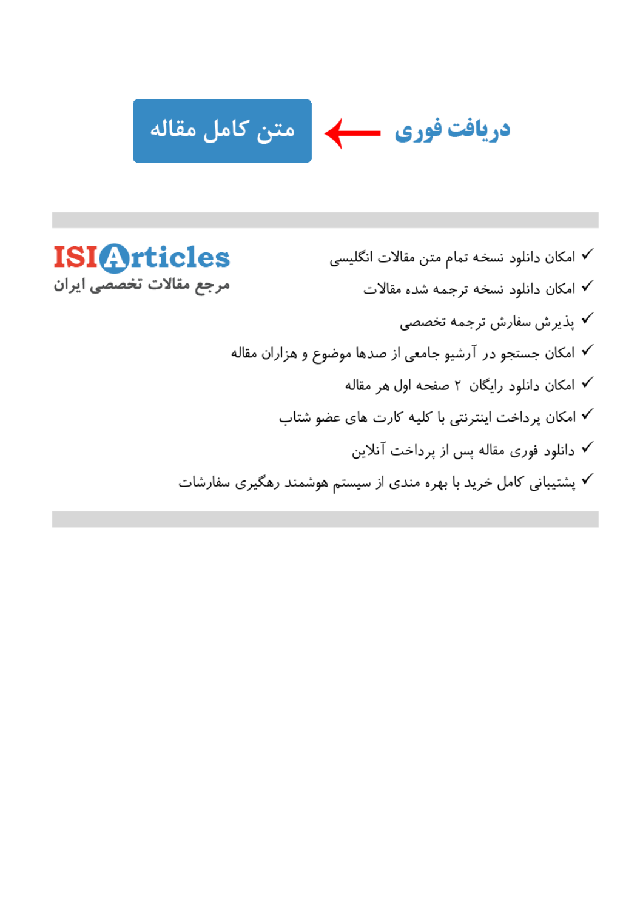دریافت فوری ← **متن کامل مقاله**

**ISIArticles**
مرجع مقالات تخصصی ایران

- ✓ امکان دانلود نسخه تمام متن مقالات انگلیسی
- ✓ امکان دانلود نسخه ترجمه شده مقالات
- ✓ پذیرش سفارش ترجمه تخصصی
- ✓ امکان جستجو در آرشیو جامعی از صدها موضوع و هزاران مقاله
- ✓ امکان دانلود رایگان ۲ صفحه اول هر مقاله
- ✓ امکان پرداخت اینترنتی با کلیه کارت های عضو شتاب
- ✓ دانلود فوری مقاله پس از پرداخت آنلاین
- ✓ پشتیبانی کامل خرید با بهره مندی از سیستم هوشمند رهگیری سفارشات